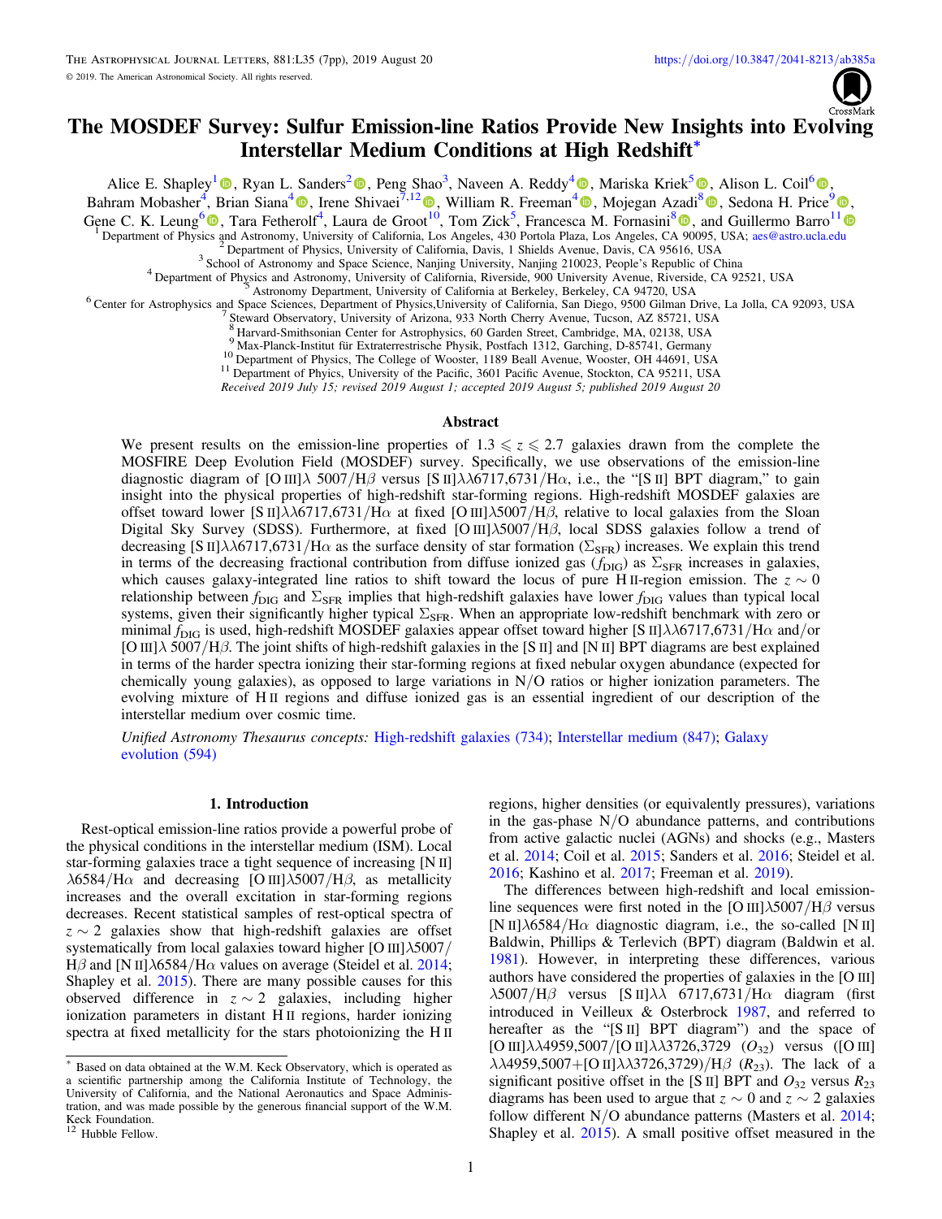# The MOSDEF Survey: Sulfur Emission-line Ratios Provide New Insights into Evolving Interstellar Medium Conditions at High Redshift*

Alice E. Shapley[1], Ryan L. Sanders[2], Peng Shao[3], Naveen A. Reddy[4], Mariska Kriek[5], Alison L. Coil[6], Bahram Mobasher[4], Brian Siana[4], Irene Shivaei[7,12], William R. Freeman[4], Mojegan Azadi[8], Sedona H. Price[9], Gene C. K. Leung[6], Tara Fetherolf[4], Laura de Groot[10], Tom Zick[5], Francesca M. Fornasini[8], and Guillermo Barro[11]

[1] Department of Physics and Astronomy, University of California, Los Angeles, 430 Portola Plaza, Los Angeles, CA 90095, USA; aes@astro.ucla.edu
[2] Department of Physics, University of California, Davis, 1 Shields Avenue, Davis, CA 95616, USA
[3] School of Astronomy and Space Science, Nanjing University, Nanjing 210023, People's Republic of China
[4] Department of Physics and Astronomy, University of California, Riverside, 900 University Avenue, Riverside, CA 92521, USA
[5] Astronomy Department, University of California at Berkeley, Berkeley, CA 94720, USA
[6] Center for Astrophysics and Space Sciences, Department of Physics,University of California, San Diego, 9500 Gilman Drive, La Jolla, CA 92093, USA
[7] Steward Observatory, University of Arizona, 933 North Cherry Avenue, Tucson, AZ 85721, USA
[8] Harvard-Smithsonian Center for Astrophysics, 60 Garden Street, Cambridge, MA, 02138, USA
[9] Max-Planck-Institut für Extraterrestrische Physik, Postfach 1312, Garching, D-85741, Germany
[10] Department of Physics, The College of Wooster, 1189 Beall Avenue, Wooster, OH 44691, USA
[11] Department of Phyics, University of the Pacific, 3601 Pacific Avenue, Stockton, CA 95211, USA

Received 2019 July 15; revised 2019 August 1; accepted 2019 August 5; published 2019 August 20

## Abstract

We present results on the emission-line properties of $1.3 \leqslant z \leqslant 2.7$ galaxies drawn from the complete the MOSFIRE Deep Evolution Field (MOSDEF) survey. Specifically, we use observations of the emission-line diagnostic diagram of [O III]$\lambda$ 5007/H$\beta$ versus [S II]$\lambda\lambda$6717,6731/H$\alpha$, i.e., the "[S II] BPT diagram," to gain insight into the physical properties of high-redshift star-forming regions. High-redshift MOSDEF galaxies are offset toward lower [S II]$\lambda\lambda$6717,6731/H$\alpha$ at fixed [O III]$\lambda$5007/H$\beta$, relative to local galaxies from the Sloan Digital Sky Survey (SDSS). Furthermore, at fixed [O III]$\lambda$5007/H$\beta$, local SDSS galaxies follow a trend of decreasing [S II]$\lambda\lambda$6717,6731/H$\alpha$ as the surface density of star formation ($\Sigma_{\rm SFR}$) increases. We explain this trend in terms of the decreasing fractional contribution from diffuse ionized gas ($f_{\rm DIG}$) as $\Sigma_{\rm SFR}$ increases in galaxies, which causes galaxy-integrated line ratios to shift toward the locus of pure H II-region emission. The $z \sim 0$ relationship between $f_{\rm DIG}$ and $\Sigma_{\rm SFR}$ implies that high-redshift galaxies have lower $f_{\rm DIG}$ values than typical local systems, given their significantly higher typical $\Sigma_{\rm SFR}$. When an appropriate low-redshift benchmark with zero or minimal $f_{\rm DIG}$ is used, high-redshift MOSDEF galaxies appear offset toward higher [S II]$\lambda\lambda$6717,6731/H$\alpha$ and/or [O III]$\lambda$ 5007/H$\beta$. The joint shifts of high-redshift galaxies in the [S II] and [N II] BPT diagrams are best explained in terms of the harder spectra ionizing their star-forming regions at fixed nebular oxygen abundance (expected for chemically young galaxies), as opposed to large variations in N/O ratios or higher ionization parameters. The evolving mixture of H II regions and diffuse ionized gas is an essential ingredient of our description of the interstellar medium over cosmic time.

*Unified Astronomy Thesaurus concepts:* High-redshift galaxies (734); Interstellar medium (847); Galaxy evolution (594)

## 1. Introduction

Rest-optical emission-line ratios provide a powerful probe of the physical conditions in the interstellar medium (ISM). Local star-forming galaxies trace a tight sequence of increasing [N II] $\lambda$6584/H$\alpha$ and decreasing [O III]$\lambda$5007/H$\beta$, as metallicity increases and the overall excitation in star-forming regions decreases. Recent statistical samples of rest-optical spectra of $z \sim 2$ galaxies show that high-redshift galaxies are offset systematically from local galaxies toward higher [O III]$\lambda$5007/H$\beta$ and [N II]$\lambda$6584/H$\alpha$ values on average (Steidel et al. 2014; Shapley et al. 2015). There are many possible causes for this observed difference in $z \sim 2$ galaxies, including higher ionization parameters in distant H II regions, harder ionizing spectra at fixed metallicity for the stars photoionizing the H II regions, higher densities (or equivalently pressures), variations in the gas-phase N/O abundance patterns, and contributions from active galactic nuclei (AGNs) and shocks (e.g., Masters et al. 2014; Coil et al. 2015; Sanders et al. 2016; Steidel et al. 2016; Kashino et al. 2017; Freeman et al. 2019).

The differences between high-redshift and local emission-line sequences were first noted in the [O III]$\lambda$5007/H$\beta$ versus [N II]$\lambda$6584/H$\alpha$ diagnostic diagram, i.e., the so-called [N II] Baldwin, Phillips & Terlevich (BPT) diagram (Baldwin et al. 1981). However, in interpreting these differences, various authors have considered the properties of galaxies in the [O III] $\lambda$5007/H$\beta$ versus [S II]$\lambda\lambda$ 6717,6731/H$\alpha$ diagram (first introduced in Veilleux & Osterbrock 1987, and referred to hereafter as the "[S II] BPT diagram") and the space of [O III]$\lambda\lambda$4959,5007/[O II]$\lambda\lambda$3726,3729 ($O_{32}$) versus ([O III] $\lambda\lambda$4959,5007+[O II]$\lambda\lambda$3726,3729)/H$\beta$ ($R_{23}$). The lack of a significant positive offset in the [S II] BPT and $O_{32}$ versus $R_{23}$ diagrams has been used to argue that $z \sim 0$ and $z \sim 2$ galaxies follow different N/O abundance patterns (Masters et al. 2014; Shapley et al. 2015). A small positive offset measured in the

---

* Based on data obtained at the W.M. Keck Observatory, which is operated as a scientific partnership among the California Institute of Technology, the University of California, and the National Aeronautics and Space Administration, and was made possible by the generous financial support of the W.M. Keck Foundation.

[12] Hubble Fellow.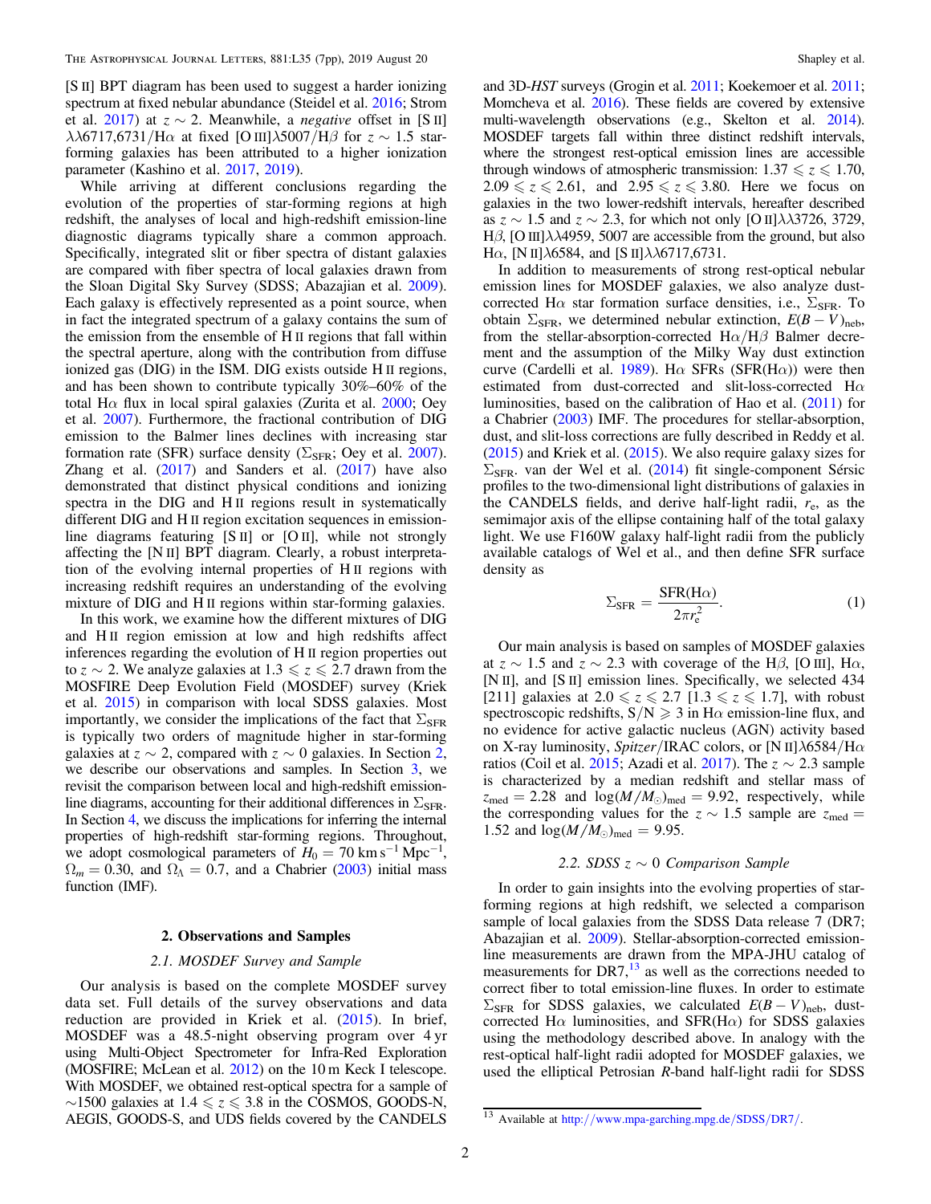[S II] BPT diagram has been used to suggest a harder ionizing spectrum at fixed nebular abundance (Steidel et al. 2016; Strom et al. 2017) at $z \sim 2$. Meanwhile, a *negative* offset in [S II] $\lambda\lambda6717{,}6731/\mathrm{H}\alpha$ at fixed [O III]$\lambda5007/\mathrm{H}\beta$ for $z \sim 1.5$ star-forming galaxies has been attributed to a higher ionization parameter (Kashino et al. 2017, 2019).

While arriving at different conclusions regarding the evolution of the properties of star-forming regions at high redshift, the analyses of local and high-redshift emission-line diagnostic diagrams typically share a common approach. Specifically, integrated slit or fiber spectra of distant galaxies are compared with fiber spectra of local galaxies drawn from the Sloan Digital Sky Survey (SDSS; Abazajian et al. 2009). Each galaxy is effectively represented as a point source, when in fact the integrated spectrum of a galaxy contains the sum of the emission from the ensemble of H II regions that fall within the spectral aperture, along with the contribution from diffuse ionized gas (DIG) in the ISM. DIG exists outside H II regions, and has been shown to contribute typically 30%–60% of the total H$\alpha$ flux in local spiral galaxies (Zurita et al. 2000; Oey et al. 2007). Furthermore, the fractional contribution of DIG emission to the Balmer lines declines with increasing star formation rate (SFR) surface density ($\Sigma_{\mathrm{SFR}}$; Oey et al. 2007). Zhang et al. (2017) and Sanders et al. (2017) have also demonstrated that distinct physical conditions and ionizing spectra in the DIG and H II regions result in systematically different DIG and H II region excitation sequences in emission-line diagrams featuring [S II] or [O II], while not strongly affecting the [N II] BPT diagram. Clearly, a robust interpretation of the evolving internal properties of H II regions with increasing redshift requires an understanding of the evolving mixture of DIG and H II regions within star-forming galaxies.

In this work, we examine how the different mixtures of DIG and H II region emission at low and high redshifts affect inferences regarding the evolution of H II region properties out to $z \sim 2$. We analyze galaxies at $1.3 \leqslant z \leqslant 2.7$ drawn from the MOSFIRE Deep Evolution Field (MOSDEF) survey (Kriek et al. 2015) in comparison with local SDSS galaxies. Most importantly, we consider the implications of the fact that $\Sigma_{\mathrm{SFR}}$ is typically two orders of magnitude higher in star-forming galaxies at $z \sim 2$, compared with $z \sim 0$ galaxies. In Section 2, we describe our observations and samples. In Section 3, we revisit the comparison between local and high-redshift emission-line diagrams, accounting for their additional differences in $\Sigma_{\mathrm{SFR}}$. In Section 4, we discuss the implications for inferring the internal properties of high-redshift star-forming regions. Throughout, we adopt cosmological parameters of $H_0 = 70\ \mathrm{km\,s^{-1}\,Mpc^{-1}}$, $\Omega_m = 0.30$, and $\Omega_\Lambda = 0.7$, and a Chabrier (2003) initial mass function (IMF).

## 2. Observations and Samples

### 2.1. MOSDEF Survey and Sample

Our analysis is based on the complete MOSDEF survey data set. Full details of the survey observations and data reduction are provided in Kriek et al. (2015). In brief, MOSDEF was a 48.5-night observing program over 4 yr using Multi-Object Spectrometer for Infra-Red Exploration (MOSFIRE; McLean et al. 2012) on the 10 m Keck I telescope. With MOSDEF, we obtained rest-optical spectra for a sample of $\sim$1500 galaxies at $1.4 \leqslant z \leqslant 3.8$ in the COSMOS, GOODS-N, AEGIS, GOODS-S, and UDS fields covered by the CANDELS and 3D-*HST* surveys (Grogin et al. 2011; Koekemoer et al. 2011; Momcheva et al. 2016). These fields are covered by extensive multi-wavelength observations (e.g., Skelton et al. 2014). MOSDEF targets fall within three distinct redshift intervals, where the strongest rest-optical emission lines are accessible through windows of atmospheric transmission: $1.37 \leqslant z \leqslant 1.70$, $2.09 \leqslant z \leqslant 2.61$, and $2.95 \leqslant z \leqslant 3.80$. Here we focus on galaxies in the two lower-redshift intervals, hereafter described as $z \sim 1.5$ and $z \sim 2.3$, for which not only [O II]$\lambda\lambda3726, 3729$, H$\beta$, [O III]$\lambda\lambda4959, 5007$ are accessible from the ground, but also H$\alpha$, [N II]$\lambda6584$, and [S II]$\lambda\lambda6717{,}6731$.

In addition to measurements of strong rest-optical nebular emission lines for MOSDEF galaxies, we also analyze dust-corrected H$\alpha$ star formation surface densities, i.e., $\Sigma_{\mathrm{SFR}}$. To obtain $\Sigma_{\mathrm{SFR}}$, we determined nebular extinction, $E(B-V)_{\mathrm{neb}}$, from the stellar-absorption-corrected H$\alpha$/H$\beta$ Balmer decrement and the assumption of the Milky Way dust extinction curve (Cardelli et al. 1989). H$\alpha$ SFRs (SFR(H$\alpha$)) were then estimated from dust-corrected and slit-loss-corrected H$\alpha$ luminosities, based on the calibration of Hao et al. (2011) for a Chabrier (2003) IMF. The procedures for stellar-absorption, dust, and slit-loss corrections are fully described in Reddy et al. (2015) and Kriek et al. (2015). We also require galaxy sizes for $\Sigma_{\mathrm{SFR}}$. van der Wel et al. (2014) fit single-component Sérsic profiles to the two-dimensional light distributions of galaxies in the CANDELS fields, and derive half-light radii, $r_e$, as the semimajor axis of the ellipse containing half of the total galaxy light. We use F160W galaxy half-light radii from the publicly available catalogs of Wel et al., and then define SFR surface density as

$$\Sigma_{\mathrm{SFR}} = \frac{\mathrm{SFR(H\alpha)}}{2\pi r_e^2}. \tag{1}$$

Our main analysis is based on samples of MOSDEF galaxies at $z \sim 1.5$ and $z \sim 2.3$ with coverage of the H$\beta$, [O III], H$\alpha$, [N II], and [S II] emission lines. Specifically, we selected 434 [211] galaxies at $2.0 \leqslant z \leqslant 2.7$ [$1.3 \leqslant z \leqslant 1.7$], with robust spectroscopic redshifts, $\mathrm{S/N} \geqslant 3$ in H$\alpha$ emission-line flux, and no evidence for active galactic nucleus (AGN) activity based on X-ray luminosity, *Spitzer*/IRAC colors, or [N II]$\lambda6584$/H$\alpha$ ratios (Coil et al. 2015; Azadi et al. 2017). The $z \sim 2.3$ sample is characterized by a median redshift and stellar mass of $z_{\mathrm{med}} = 2.28$ and $\log(M/M_\odot)_{\mathrm{med}} = 9.92$, respectively, while the corresponding values for the $z \sim 1.5$ sample are $z_{\mathrm{med}} = 1.52$ and $\log(M/M_\odot)_{\mathrm{med}} = 9.95$.

### 2.2. SDSS $z \sim 0$ Comparison Sample

In order to gain insights into the evolving properties of star-forming regions at high redshift, we selected a comparison sample of local galaxies from the SDSS Data release 7 (DR7; Abazajian et al. 2009). Stellar-absorption-corrected emission-line measurements are drawn from the MPA-JHU catalog of measurements for DR7,[13] as well as the corrections needed to correct fiber to total emission-line fluxes. In order to estimate $\Sigma_{\mathrm{SFR}}$ for SDSS galaxies, we calculated $E(B-V)_{\mathrm{neb}}$, dust-corrected H$\alpha$ luminosities, and SFR(H$\alpha$) for SDSS galaxies using the methodology described above. In analogy with the rest-optical half-light radii adopted for MOSDEF galaxies, we used the elliptical Petrosian $R$-band half-light radii for SDSS

[13] Available at http://www.mpa-garching.mpg.de/SDSS/DR7/.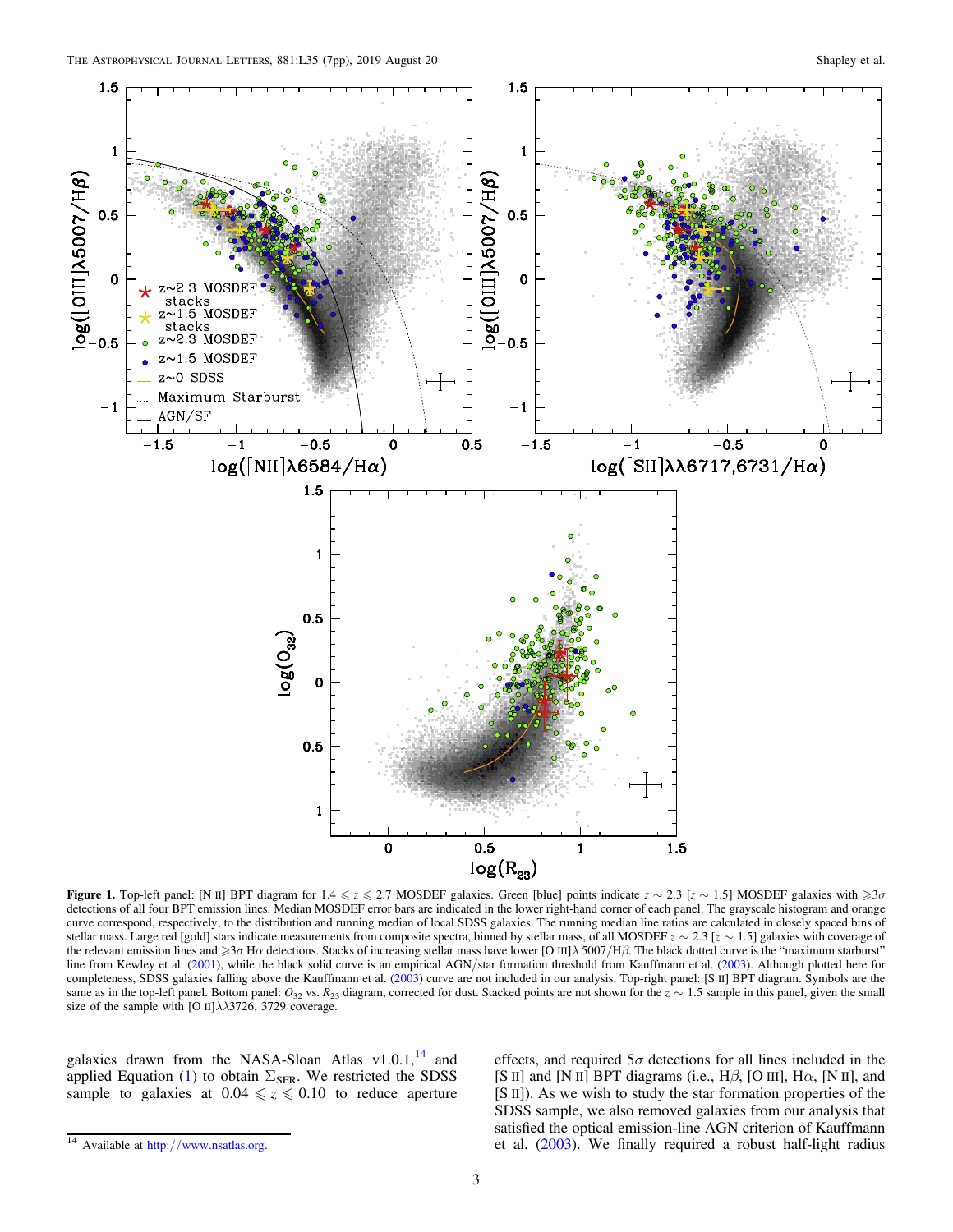**Figure 1.** Top-left panel: [N II] BPT diagram for $1.4 \leqslant z \leqslant 2.7$ MOSDEF galaxies. Green [blue] points indicate $z \sim 2.3$ [$z \sim 1.5$] MOSDEF galaxies with $\geqslant 3\sigma$ detections of all four BPT emission lines. Median MOSDEF error bars are indicated in the lower right-hand corner of each panel. The grayscale histogram and orange curve correspond, respectively, to the distribution and running median of local SDSS galaxies. The running median line ratios are calculated in closely spaced bins of stellar mass. Large red [gold] stars indicate measurements from composite spectra, binned by stellar mass, of all MOSDEF $z \sim 2.3$ [$z \sim 1.5$] galaxies with coverage of the relevant emission lines and $\geqslant 3\sigma$ H$\alpha$ detections. Stacks of increasing stellar mass have lower [O III]$\lambda$ 5007/H$\beta$. The black dotted curve is the "maximum starburst" line from Kewley et al. (2001), while the black solid curve is an empirical AGN/star formation threshold from Kauffmann et al. (2003). Although plotted here for completeness, SDSS galaxies falling above the Kauffmann et al. (2003) curve are not included in our analysis. Top-right panel: [S II] BPT diagram. Symbols are the same as in the top-left panel. Bottom panel: $O_{32}$ vs. $R_{23}$ diagram, corrected for dust. Stacked points are not shown for the $z \sim 1.5$ sample in this panel, given the small size of the sample with [O II]$\lambda\lambda$3726, 3729 coverage.

galaxies drawn from the NASA-Sloan Atlas v1.0.1,[14] and applied Equation (1) to obtain $\Sigma_{\rm SFR}$. We restricted the SDSS sample to galaxies at $0.04 \leqslant z \leqslant 0.10$ to reduce aperture effects, and required $5\sigma$ detections for all lines included in the [S II] and [N II] BPT diagrams (i.e., H$\beta$, [O III], H$\alpha$, [N II], and [S II]). As we wish to study the star formation properties of the SDSS sample, we also removed galaxies from our analysis that satisfied the optical emission-line AGN criterion of Kauffmann et al. (2003). We finally required a robust half-light radius

[14] Available at http://www.nsatlas.org.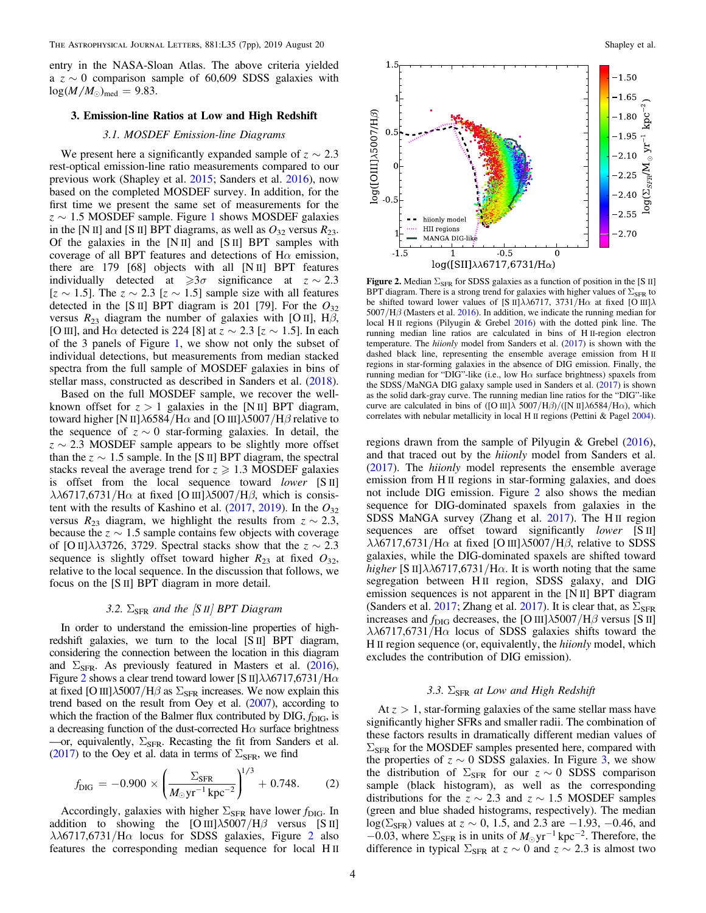entry in the NASA-Sloan Atlas. The above criteria yielded a $z \sim 0$ comparison sample of 60,609 SDSS galaxies with $\log(M/M_{\odot})_{\rm med} = 9.83$.

## 3. Emission-line Ratios at Low and High Redshift

### 3.1. MOSDEF Emission-line Diagrams

We present here a significantly expanded sample of $z \sim 2.3$ rest-optical emission-line ratio measurements compared to our previous work (Shapley et al. 2015; Sanders et al. 2016), now based on the completed MOSDEF survey. In addition, for the first time we present the same set of measurements for the $z \sim 1.5$ MOSDEF sample. Figure 1 shows MOSDEF galaxies in the [N II] and [S II] BPT diagrams, as well as $O_{32}$ versus $R_{23}$. Of the galaxies in the [N II] and [S II] BPT samples with coverage of all BPT features and detections of H$\alpha$ emission, there are 179 [68] objects with all [N II] BPT features individually detected at $\geqslant 3\sigma$ significance at $z \sim 2.3$ [$z \sim 1.5$]. The $z \sim 2.3$ [$z \sim 1.5$] sample size with all features detected in the [S II] BPT diagram is 201 [79]. For the $O_{32}$ versus $R_{23}$ diagram the number of galaxies with [O II], H$\beta$, [O III], and H$\alpha$ detected is 224 [8] at $z \sim 2.3$ [$z \sim 1.5$]. In each of the 3 panels of Figure 1, we show not only the subset of individual detections, but measurements from median stacked spectra from the full sample of MOSDEF galaxies in bins of stellar mass, constructed as described in Sanders et al. (2018).

Based on the full MOSDEF sample, we recover the well-known offset for $z > 1$ galaxies in the [N II] BPT diagram, toward higher [N II]$\lambda$6584/H$\alpha$ and [O III]$\lambda$5007/H$\beta$ relative to the sequence of $z \sim 0$ star-forming galaxies. In detail, the $z \sim 2.3$ MOSDEF sample appears to be slightly more offset than the $z \sim 1.5$ sample. In the [S II] BPT diagram, the spectral stacks reveal the average trend for $z \geqslant 1.3$ MOSDEF galaxies is offset from the local sequence toward *lower* [S II] $\lambda\lambda$6717,6731/H$\alpha$ at fixed [O III]$\lambda$5007/H$\beta$, which is consistent with the results of Kashino et al. (2017, 2019). In the $O_{32}$ versus $R_{23}$ diagram, we highlight the results from $z \sim 2.3$, because the $z \sim 1.5$ sample contains few objects with coverage of [O II]$\lambda\lambda$3726, 3729. Spectral stacks show that the $z \sim 2.3$ sequence is slightly offset toward higher $R_{23}$ at fixed $O_{32}$, relative to the local sequence. In the discussion that follows, we focus on the [S II] BPT diagram in more detail.

### 3.2. $\Sigma_{\rm SFR}$ and the [S II] BPT Diagram

In order to understand the emission-line properties of high-redshift galaxies, we turn to the local [S II] BPT diagram, considering the connection between the location in this diagram and $\Sigma_{\rm SFR}$. As previously featured in Masters et al. (2016), Figure 2 shows a clear trend toward lower [S II]$\lambda\lambda$6717,6731/H$\alpha$ at fixed [O III]$\lambda$5007/H$\beta$ as $\Sigma_{\rm SFR}$ increases. We now explain this trend based on the result from Oey et al. (2007), according to which the fraction of the Balmer flux contributed by DIG, $f_{\rm DIG}$, is a decreasing function of the dust-corrected H$\alpha$ surface brightness —or, equivalently, $\Sigma_{\rm SFR}$. Recasting the fit from Sanders et al. (2017) to the Oey et al. data in terms of $\Sigma_{\rm SFR}$, we find

$$f_{\rm DIG} = -0.900 \times \left(\frac{\Sigma_{\rm SFR}}{M_{\odot}\,{\rm yr}^{-1}\,{\rm kpc}^{-2}}\right)^{1/3} + 0.748. \quad (2)$$

Accordingly, galaxies with higher $\Sigma_{\rm SFR}$ have lower $f_{\rm DIG}$. In addition to showing the [O III]$\lambda$5007/H$\beta$ versus [S II] $\lambda\lambda$6717,6731/H$\alpha$ locus for SDSS galaxies, Figure 2 also features the corresponding median sequence for local H II regions drawn from the sample of Pilyugin & Grebel (2016), and that traced out by the *hiionly* model from Sanders et al. (2017). The *hiionly* model represents the ensemble average emission from H II regions in star-forming galaxies, and does not include DIG emission. Figure 2 also shows the median sequence for DIG-dominated spaxels from galaxies in the SDSS MaNGA survey (Zhang et al. 2017). The H II region sequences are offset toward significantly *lower* [S II] $\lambda\lambda$6717,6731/H$\alpha$ at fixed [O III]$\lambda$5007/H$\beta$, relative to SDSS galaxies, while the DIG-dominated spaxels are shifted toward *higher* [S II]$\lambda\lambda$6717,6731/H$\alpha$. It is worth noting that the same segregation between H II region, SDSS galaxy, and DIG emission sequences is not apparent in the [N II] BPT diagram (Sanders et al. 2017; Zhang et al. 2017). It is clear that, as $\Sigma_{\rm SFR}$ increases and $f_{\rm DIG}$ decreases, the [O III]$\lambda$5007/H$\beta$ versus [S II] $\lambda\lambda$6717,6731/H$\alpha$ locus of SDSS galaxies shifts toward the H II region sequence (or, equivalently, the *hiionly* model, which excludes the contribution of DIG emission).

**Figure 2.** Median $\Sigma_{\rm SFR}$ for SDSS galaxies as a function of position in the [S II] BPT diagram. There is a strong trend for galaxies with higher values of $\Sigma_{\rm SFR}$ to be shifted toward lower values of [S II]$\lambda\lambda$6717, 3731/H$\alpha$ at fixed [O III]$\lambda$ 5007/H$\beta$ (Masters et al. 2016). In addition, we indicate the running median for local H II regions (Pilyugin & Grebel 2016) with the dotted pink line. The running median line ratios are calculated in bins of H II-region electron temperature. The *hiionly* model from Sanders et al. (2017) is shown with the dashed black line, representing the ensemble average emission from H II regions in star-forming galaxies in the absence of DIG emission. Finally, the running median for "DIG"-like (i.e., low H$\alpha$ surface brightness) spaxels from the SDSS/MaNGA DIG galaxy sample used in Sanders et al. (2017) is shown as the solid dark-gray curve. The running median line ratios for the "DIG"-like curve are calculated in bins of ([O III]$\lambda$ 5007/H$\beta$)/([N II]$\lambda$6584/H$\alpha$), which correlates with nebular metallicity in local H II regions (Pettini & Pagel 2004).

### 3.3. $\Sigma_{\rm SFR}$ at Low and High Redshift

At $z > 1$, star-forming galaxies of the same stellar mass have significantly higher SFRs and smaller radii. The combination of these factors results in dramatically different median values of $\Sigma_{\rm SFR}$ for the MOSDEF samples presented here, compared with the properties of $z \sim 0$ SDSS galaxies. In Figure 3, we show the distribution of $\Sigma_{\rm SFR}$ for our $z \sim 0$ SDSS comparison sample (black histogram), as well as the corresponding distributions for the $z \sim 2.3$ and $z \sim 1.5$ MOSDEF samples (green and blue shaded histograms, respectively). The median $\log(\Sigma_{\rm SFR})$ values at $z \sim 0$, 1.5, and 2.3 are $-1.93$, $-0.46$, and $-0.03$, where $\Sigma_{\rm SFR}$ is in units of $M_{\odot}\,{\rm yr}^{-1}\,{\rm kpc}^{-2}$. Therefore, the difference in typical $\Sigma_{\rm SFR}$ at $z \sim 0$ and $z \sim 2.3$ is almost two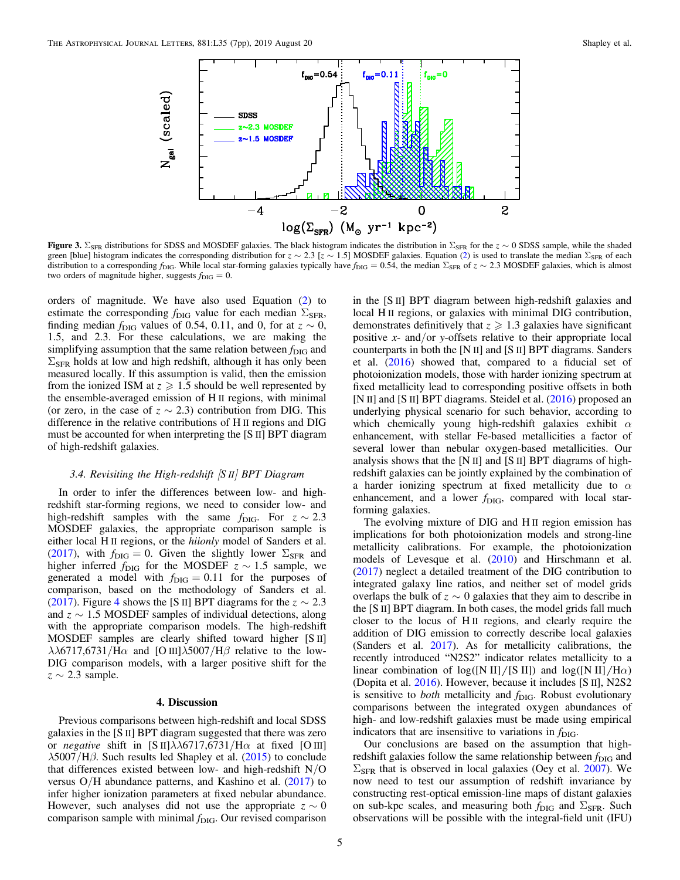**Figure 3.** $\Sigma_{SFR}$ distributions for SDSS and MOSDEF galaxies. The black histogram indicates the distribution in $\Sigma_{SFR}$ for the $z \sim 0$ SDSS sample, while the shaded green [blue] histogram indicates the corresponding distribution for $z \sim 2.3$ [$z \sim 1.5$] MOSDEF galaxies. Equation (2) is used to translate the median $\Sigma_{SFR}$ of each distribution to a corresponding $f_{DIG}$. While local star-forming galaxies typically have $f_{DIG} = 0.54$, the median $\Sigma_{SFR}$ of $z \sim 2.3$ MOSDEF galaxies, which is almost two orders of magnitude higher, suggests $f_{DIG} = 0$.

orders of magnitude. We have also used Equation (2) to estimate the corresponding $f_{DIG}$ value for each median $\Sigma_{SFR}$, finding median $f_{DIG}$ values of 0.54, 0.11, and 0, for at $z \sim 0$, 1.5, and 2.3. For these calculations, we are making the simplifying assumption that the same relation between $f_{DIG}$ and $\Sigma_{SFR}$ holds at low and high redshift, although it has only been measured locally. If this assumption is valid, then the emission from the ionized ISM at $z \geqslant 1.5$ should be well represented by the ensemble-averaged emission of H II regions, with minimal (or zero, in the case of $z \sim 2.3$) contribution from DIG. This difference in the relative contributions of H II regions and DIG must be accounted for when interpreting the [S II] BPT diagram of high-redshift galaxies.

### 3.4. Revisiting the High-redshift [S II] BPT Diagram

In order to infer the differences between low- and high-redshift star-forming regions, we need to consider low- and high-redshift samples with the same $f_{DIG}$. For $z \sim 2.3$ MOSDEF galaxies, the appropriate comparison sample is either local H II regions, or the *hiionly* model of Sanders et al. (2017), with $f_{DIG} = 0$. Given the slightly lower $\Sigma_{SFR}$ and higher inferred $f_{DIG}$ for the MOSDEF $z \sim 1.5$ sample, we generated a model with $f_{DIG} = 0.11$ for the purposes of comparison, based on the methodology of Sanders et al. (2017). Figure 4 shows the [S II] BPT diagrams for the $z \sim 2.3$ and $z \sim 1.5$ MOSDEF samples of individual detections, along with the appropriate comparison models. The high-redshift MOSDEF samples are clearly shifted toward higher [S II] $\lambda\lambda$6717,6731/H$\alpha$ and [O III]$\lambda$5007/H$\beta$ relative to the low-DIG comparison models, with a larger positive shift for the $z \sim 2.3$ sample.

## 4. Discussion

Previous comparisons between high-redshift and local SDSS galaxies in the [S II] BPT diagram suggested that there was zero or *negative* shift in [S II]$\lambda\lambda$6717,6731/H$\alpha$ at fixed [O III] $\lambda$5007/H$\beta$. Such results led Shapley et al. (2015) to conclude that differences existed between low- and high-redshift N/O versus O/H abundance patterns, and Kashino et al. (2017) to infer higher ionization parameters at fixed nebular abundance. However, such analyses did not use the appropriate $z \sim 0$ comparison sample with minimal $f_{DIG}$. Our revised comparison in the [S II] BPT diagram between high-redshift galaxies and local H II regions, or galaxies with minimal DIG contribution, demonstrates definitively that $z \geqslant 1.3$ galaxies have significant positive $x$- and/or $y$-offsets relative to their appropriate local counterparts in both the [N II] and [S II] BPT diagrams. Sanders et al. (2016) showed that, compared to a fiducial set of photoionization models, those with harder ionizing spectrum at fixed metallicity lead to corresponding positive offsets in both [N II] and [S II] BPT diagrams. Steidel et al. (2016) proposed an underlying physical scenario for such behavior, according to which chemically young high-redshift galaxies exhibit $\alpha$ enhancement, with stellar Fe-based metallicities a factor of several lower than nebular oxygen-based metallicities. Our analysis shows that the [N II] and [S II] BPT diagrams of high-redshift galaxies can be jointly explained by the combination of a harder ionizing spectrum at fixed metallicity due to $\alpha$ enhancement, and a lower $f_{DIG}$, compared with local star-forming galaxies.

The evolving mixture of DIG and H II region emission has implications for both photoionization models and strong-line metallicity calibrations. For example, the photoionization models of Levesque et al. (2010) and Hirschmann et al. (2017) neglect a detailed treatment of the DIG contribution to integrated galaxy line ratios, and neither set of model grids overlaps the bulk of $z \sim 0$ galaxies that they aim to describe in the [S II] BPT diagram. In both cases, the model grids fall much closer to the locus of H II regions, and clearly require the addition of DIG emission to correctly describe local galaxies (Sanders et al. 2017). As for metallicity calibrations, the recently introduced "N2S2" indicator relates metallicity to a linear combination of log([N II]/[S II]) and log([N II]/H$\alpha$) (Dopita et al. 2016). However, because it includes [S II], N2S2 is sensitive to *both* metallicity and $f_{DIG}$. Robust evolutionary comparisons between the integrated oxygen abundances of high- and low-redshift galaxies must be made using empirical indicators that are insensitive to variations in $f_{DIG}$.

Our conclusions are based on the assumption that high-redshift galaxies follow the same relationship between $f_{DIG}$ and $\Sigma_{SFR}$ that is observed in local galaxies (Oey et al. 2007). We now need to test our assumption of redshift invariance by constructing rest-optical emission-line maps of distant galaxies on sub-kpc scales, and measuring both $f_{DIG}$ and $\Sigma_{SFR}$. Such observations will be possible with the integral-field unit (IFU)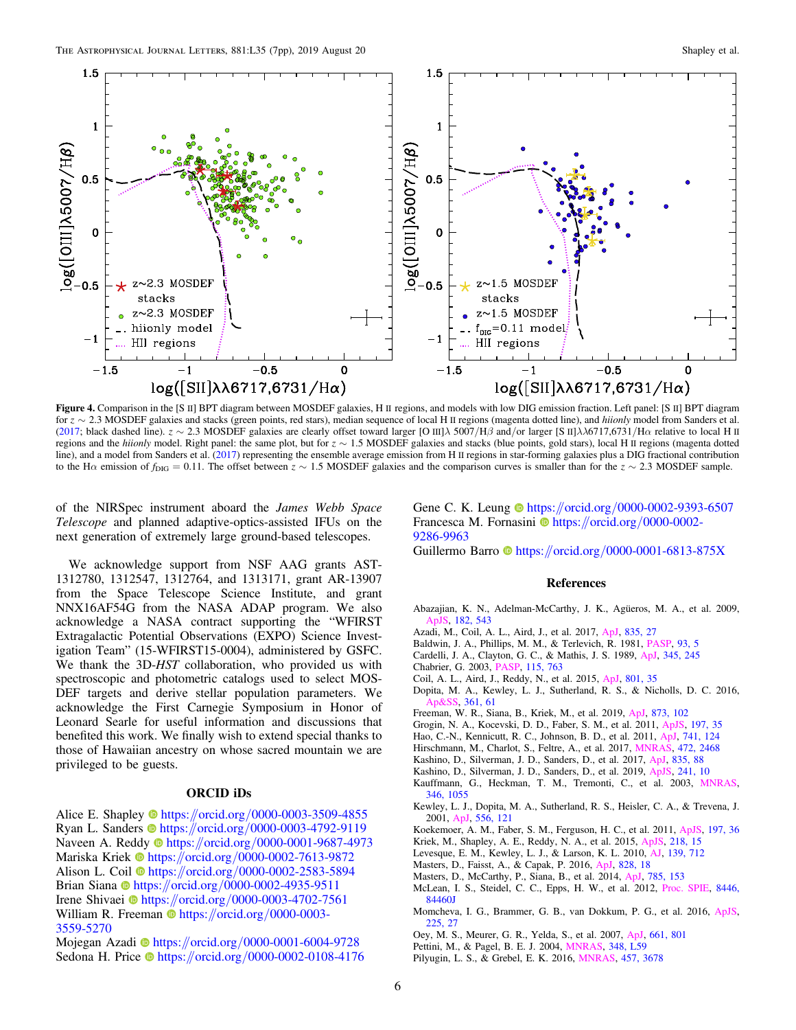**Figure 4.** Comparison in the [S II] BPT diagram between MOSDEF galaxies, H II regions, and models with low DIG emission fraction. Left panel: [S II] BPT diagram for $z\sim2.3$ MOSDEF galaxies and stacks (green points, red stars), median sequence of local H II regions (magenta dotted line), and *hiionly* model from Sanders et al. (2017; black dashed line). $z\sim2.3$ MOSDEF galaxies are clearly offset toward larger [O III]$\lambda$ 5007/H$\beta$ and/or larger [S II]$\lambda\lambda$6717,6731/H$\alpha$ relative to local H II regions and the *hiionly* model. Right panel: the same plot, but for $z\sim1.5$ MOSDEF galaxies and stacks (blue points, gold stars), local H II regions (magenta dotted line), and a model from Sanders et al. (2017) representing the ensemble average emission from H II regions in star-forming galaxies plus a DIG fractional contribution to the H$\alpha$ emission of $f_{\rm DIG}=0.11$. The offset between $z\sim1.5$ MOSDEF galaxies and the comparison curves is smaller than for the $z\sim2.3$ MOSDEF sample.

of the NIRSpec instrument aboard the *James Webb Space Telescope* and planned adaptive-optics-assisted IFUs on the next generation of extremely large ground-based telescopes.

We acknowledge support from NSF AAG grants AST-1312780, 1312547, 1312764, and 1313171, grant AR-13907 from the Space Telescope Science Institute, and grant NNX16AF54G from the NASA ADAP program. We also acknowledge a NASA contract supporting the "WFIRST Extragalactic Potential Observations (EXPO) Science Investigation Team" (15-WFIRST15-0004), administered by GSFC. We thank the 3D-*HST* collaboration, who provided us with spectroscopic and photometric catalogs used to select MOSDEF targets and derive stellar population parameters. We acknowledge the First Carnegie Symposium in Honor of Leonard Searle for useful information and discussions that benefited this work. We finally wish to extend special thanks to those of Hawaiian ancestry on whose sacred mountain we are privileged to be guests.

## ORCID iDs

Alice E. Shapley https://orcid.org/0000-0003-3509-4855
Ryan L. Sanders https://orcid.org/0000-0003-4792-9119
Naveen A. Reddy https://orcid.org/0000-0001-9687-4973
Mariska Kriek https://orcid.org/0000-0002-7613-9872
Alison L. Coil https://orcid.org/0000-0002-2583-5894
Brian Siana https://orcid.org/0000-0002-4935-9511
Irene Shivaei https://orcid.org/0000-0003-4702-7561
William R. Freeman https://orcid.org/0000-0003-3559-5270
Mojegan Azadi https://orcid.org/0000-0001-6004-9728
Sedona H. Price https://orcid.org/0000-0002-0108-4176
Gene C. K. Leung https://orcid.org/0000-0002-9393-6507
Francesca M. Fornasini https://orcid.org/0000-0002-9286-9963
Guillermo Barro https://orcid.org/0000-0001-6813-875X

## References

Abazajian, K. N., Adelman-McCarthy, J. K., Agüeros, M. A., et al. 2009, ApJS, 182, 543
Azadi, M., Coil, A. L., Aird, J., et al. 2017, ApJ, 835, 27
Baldwin, J. A., Phillips, M. M., & Terlevich, R. 1981, PASP, 93, 5
Cardelli, J. A., Clayton, G. C., & Mathis, J. S. 1989, ApJ, 345, 245
Chabrier, G. 2003, PASP, 115, 763
Coil, A. L., Aird, J., Reddy, N., et al. 2015, ApJ, 801, 35
Dopita, M. A., Kewley, L. J., Sutherland, R. S., & Nicholls, D. C. 2016, Ap&SS, 361, 61
Freeman, W. R., Siana, B., Kriek, M., et al. 2019, ApJ, 873, 102
Grogin, N. A., Kocevski, D. D., Faber, S. M., et al. 2011, ApJS, 197, 35
Hao, C.-N., Kennicutt, R. C., Johnson, B. D., et al. 2011, ApJ, 741, 124
Hirschmann, M., Charlot, S., Feltre, A., et al. 2017, MNRAS, 472, 2468
Kashino, D., Silverman, J. D., Sanders, D., et al. 2017, ApJ, 835, 88
Kashino, D., Silverman, J. D., Sanders, D., et al. 2019, ApJS, 241, 10
Kauffmann, G., Heckman, T. M., Tremonti, C., et al. 2003, MNRAS, 346, 1055
Kewley, L. J., Dopita, M. A., Sutherland, R. S., Heisler, C. A., & Trevena, J. 2001, ApJ, 556, 121
Koekemoer, A. M., Faber, S. M., Ferguson, H. C., et al. 2011, ApJS, 197, 36
Kriek, M., Shapley, A. E., Reddy, N. A., et al. 2015, ApJS, 218, 15
Levesque, E. M., Kewley, L. J., & Larson, K. L. 2010, AJ, 139, 712
Masters, D., Faisst, A., & Capak, P. 2016, ApJ, 828, 18
Masters, D., McCarthy, P., Siana, B., et al. 2014, ApJ, 785, 153
McLean, I. S., Steidel, C. C., Epps, H. W., et al. 2012, Proc. SPIE, 8446, 84460J
Momcheva, I. G., Brammer, G. B., van Dokkum, P. G., et al. 2016, ApJS, 225, 27
Oey, M. S., Meurer, G. R., Yelda, S., et al. 2007, ApJ, 661, 801
Pettini, M., & Pagel, B. E. J. 2004, MNRAS, 348, L59
Pilyugin, L. S., & Grebel, E. K. 2016, MNRAS, 457, 3678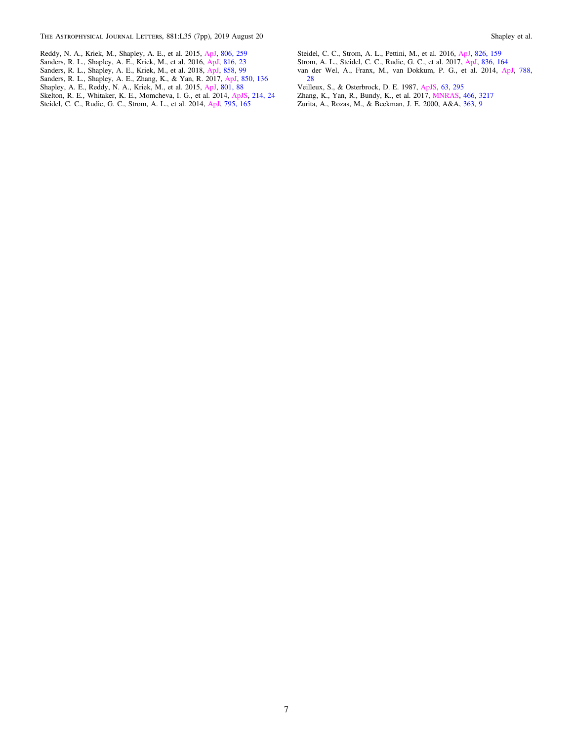Reddy, N. A., Kriek, M., Shapley, A. E., et al. 2015, ApJ, 806, 259
Sanders, R. L., Shapley, A. E., Kriek, M., et al. 2016, ApJ, 816, 23
Sanders, R. L., Shapley, A. E., Kriek, M., et al. 2018, ApJ, 858, 99
Sanders, R. L., Shapley, A. E., Zhang, K., & Yan, R. 2017, ApJ, 850, 136
Shapley, A. E., Reddy, N. A., Kriek, M., et al. 2015, ApJ, 801, 88
Skelton, R. E., Whitaker, K. E., Momcheva, I. G., et al. 2014, ApJS, 214, 24
Steidel, C. C., Rudie, G. C., Strom, A. L., et al. 2014, ApJ, 795, 165
Steidel, C. C., Strom, A. L., Pettini, M., et al. 2016, ApJ, 826, 159
Strom, A. L., Steidel, C. C., Rudie, G. C., et al. 2017, ApJ, 836, 164
van der Wel, A., Franx, M., van Dokkum, P. G., et al. 2014, ApJ, 788, 28
Veilleux, S., & Osterbrock, D. E. 1987, ApJS, 63, 295
Zhang, K., Yan, R., Bundy, K., et al. 2017, MNRAS, 466, 3217
Zurita, A., Rozas, M., & Beckman, J. E. 2000, A&A, 363, 9